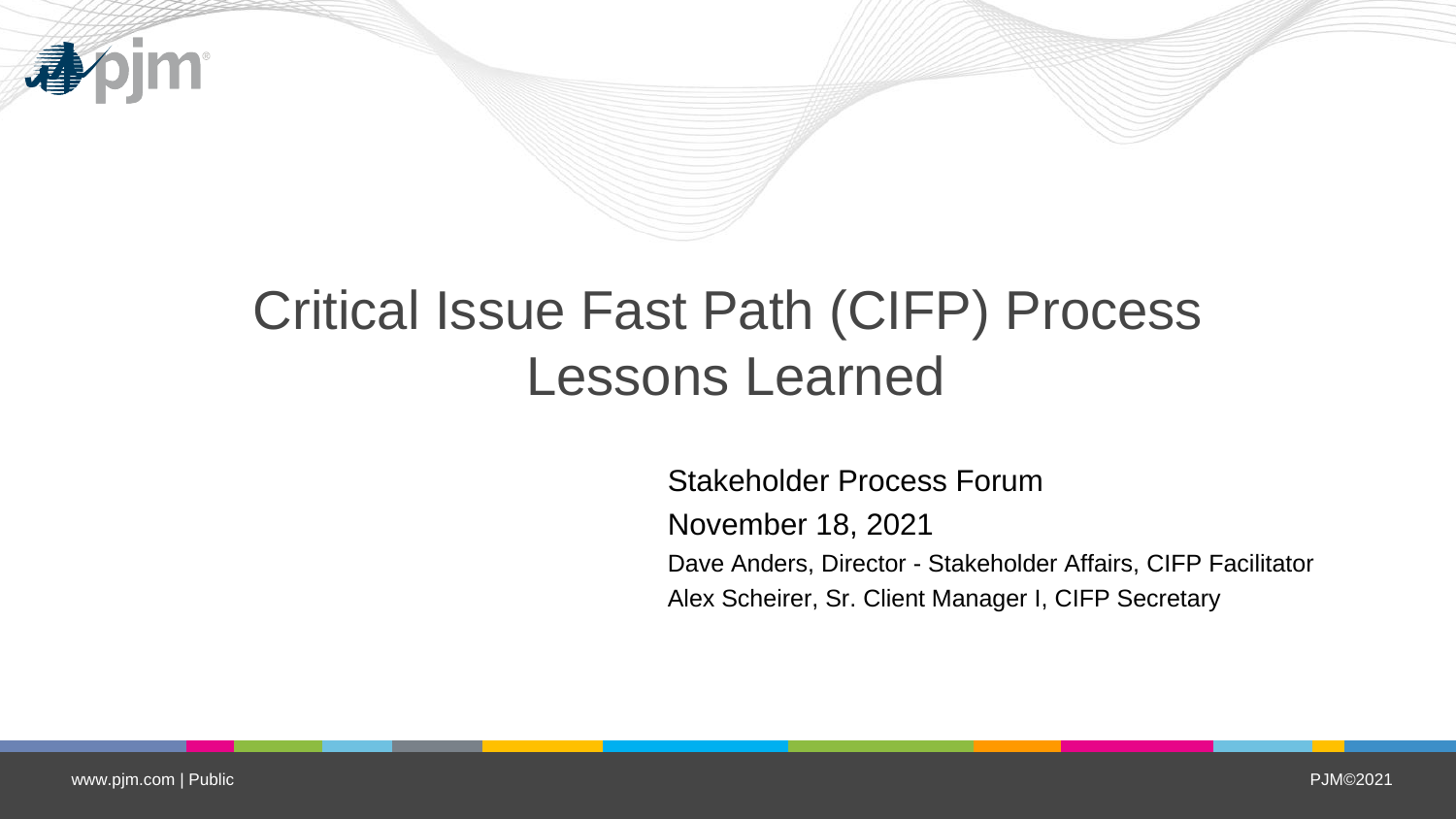# Critical Issue Fast Path (CIFP) Process Lessons Learned

Stakeholder Process Forum

November 18, 2021

Dave Anders, Director - Stakeholder Affairs, CIFP Facilitator

Alex Scheirer, Sr. Client Manager I, CIFP Secretary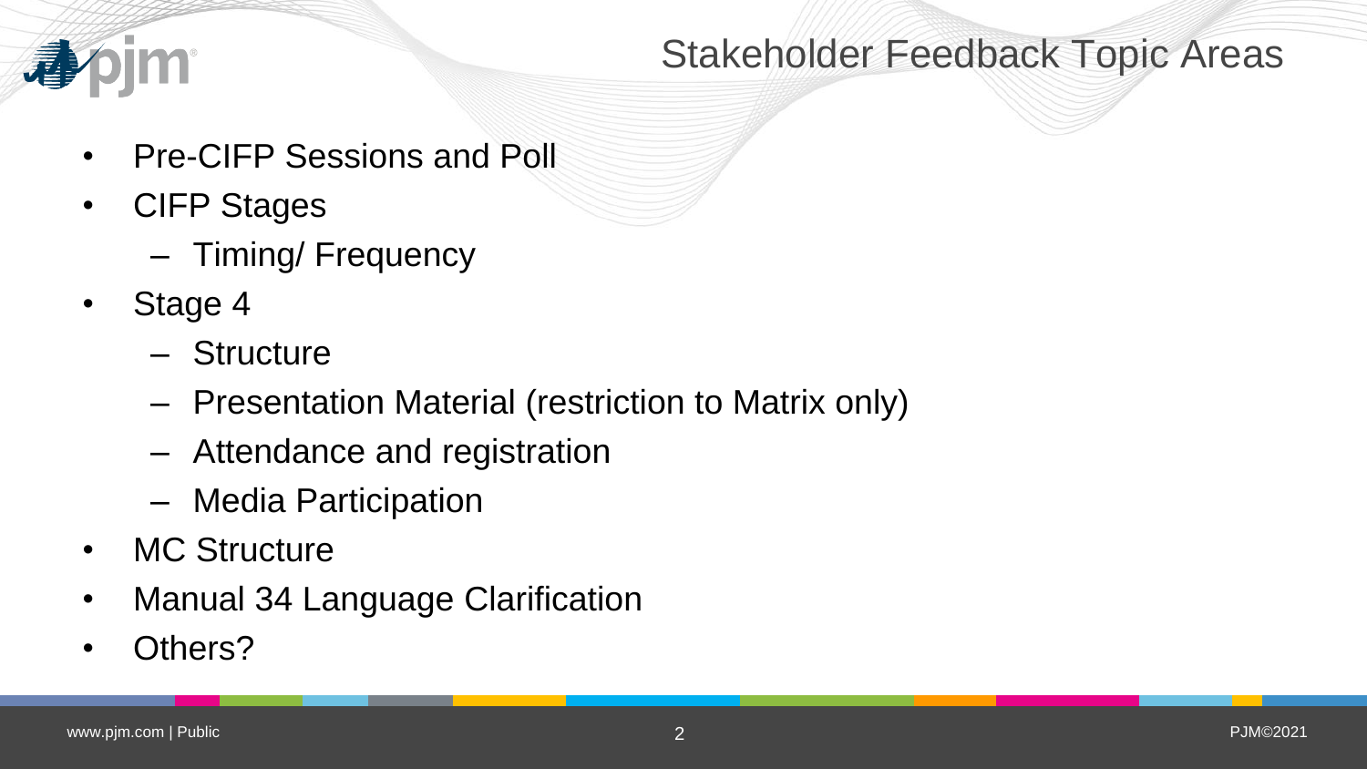# Stakeholder Feedback Topic Areas

- Pre-CIFP Sessions and Poll
- CIFP Stages
  - Timing/ Frequency
- Stage 4
  - Structure
  - Presentation Material (restriction to Matrix only)
  - Attendance and registration
  - Media Participation
- MC Structure
- Manual 34 Language Clarification
- Others?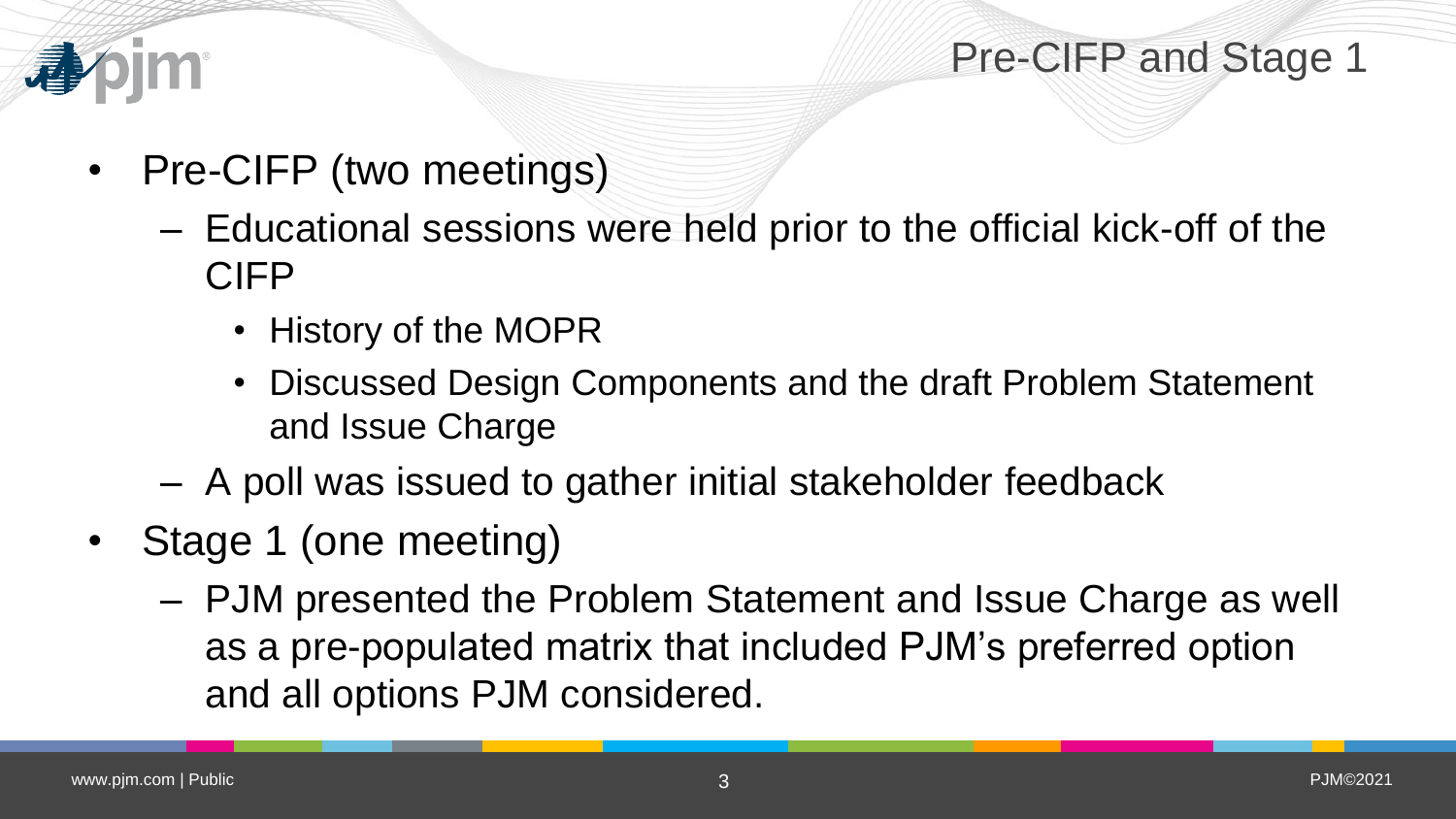# Pre-CIFP and Stage 1

- Pre-CIFP (two meetings)
  - Educational sessions were held prior to the official kick-off of the CIFP
    - History of the MOPR
    - Discussed Design Components and the draft Problem Statement and Issue Charge
  - A poll was issued to gather initial stakeholder feedback
- Stage 1 (one meeting)
  - PJM presented the Problem Statement and Issue Charge as well as a pre-populated matrix that included PJM's preferred option and all options PJM considered.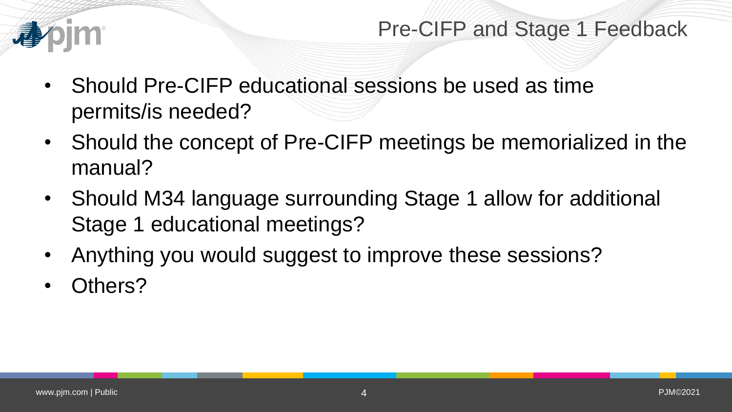# Pre-CIFP and Stage 1 Feedback

- Should Pre-CIFP educational sessions be used as time permits/is needed?
- Should the concept of Pre-CIFP meetings be memorialized in the manual?
- Should M34 language surrounding Stage 1 allow for additional Stage 1 educational meetings?
- Anything you would suggest to improve these sessions?
- Others?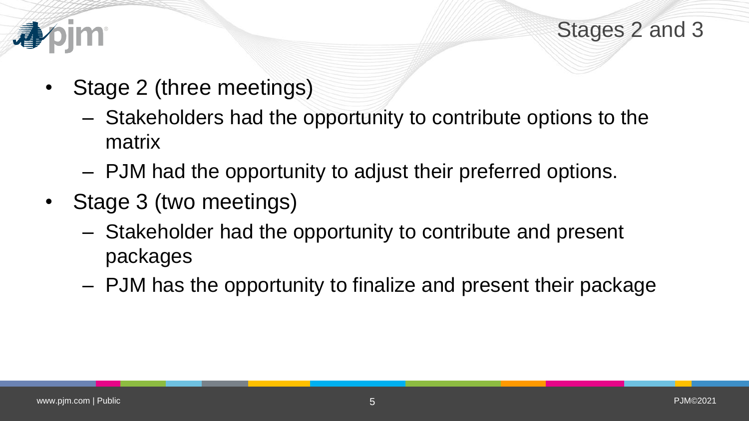# Stages 2 and 3

- Stage 2 (three meetings)
  - Stakeholders had the opportunity to contribute options to the matrix
  - PJM had the opportunity to adjust their preferred options.
- Stage 3 (two meetings)
  - Stakeholder had the opportunity to contribute and present packages
  - PJM has the opportunity to finalize and present their package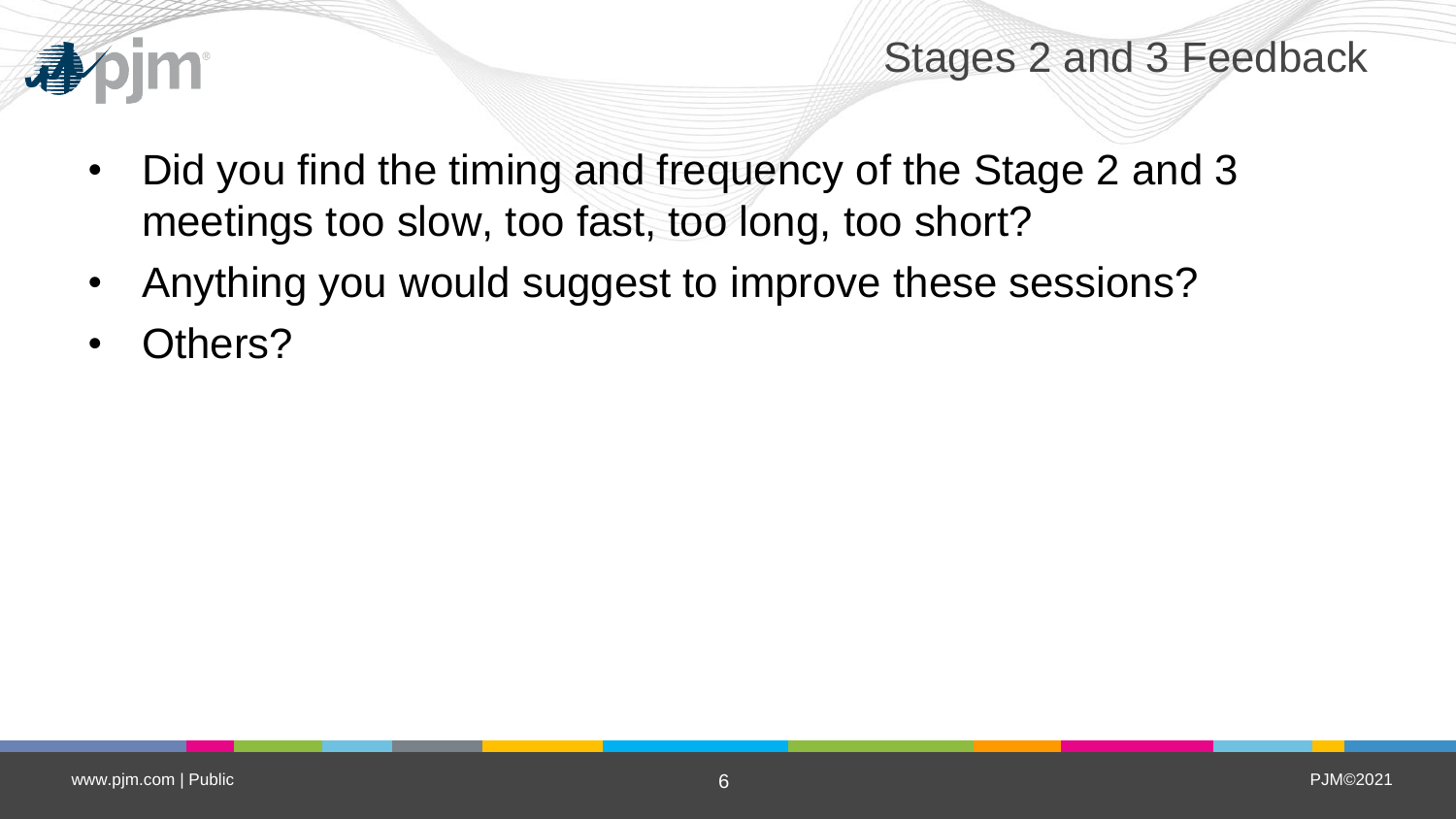# Stages 2 and 3 Feedback

- Did you find the timing and frequency of the Stage 2 and 3 meetings too slow, too fast, too long, too short?
- Anything you would suggest to improve these sessions?
- Others?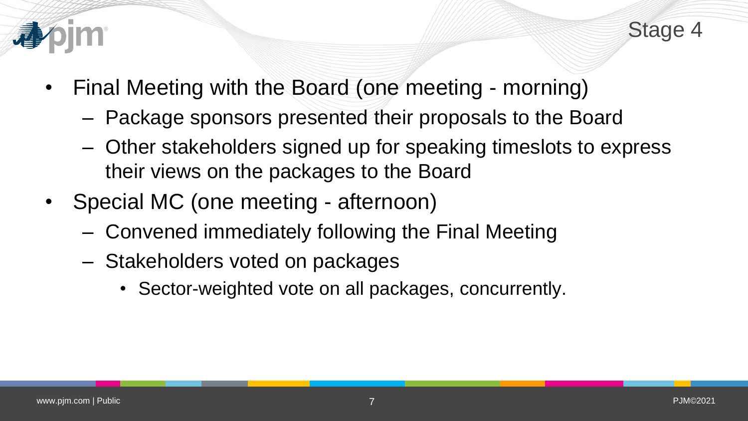# Stage 4

- Final Meeting with the Board (one meeting - morning)
  - Package sponsors presented their proposals to the Board
  - Other stakeholders signed up for speaking timeslots to express their views on the packages to the Board
- Special MC (one meeting - afternoon)
  - Convened immediately following the Final Meeting
  - Stakeholders voted on packages
    - Sector-weighted vote on all packages, concurrently.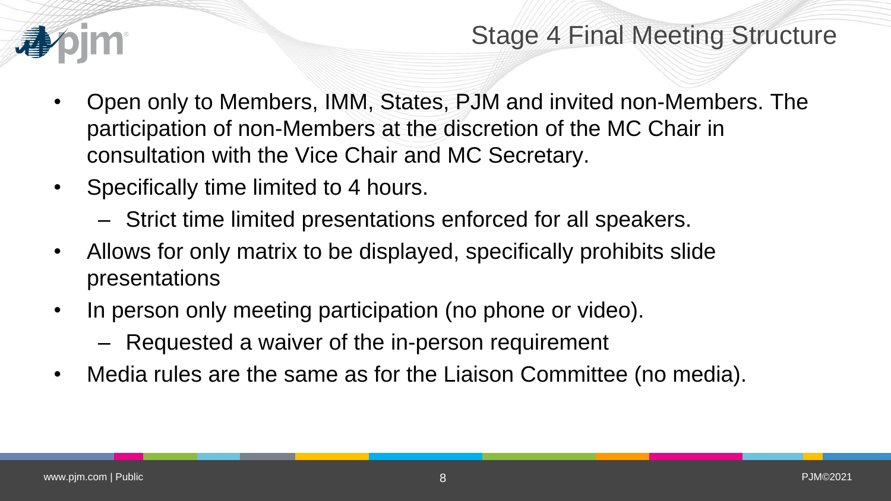# Stage 4 Final Meeting Structure

- Open only to Members, IMM, States, PJM and invited non-Members. The participation of non-Members at the discretion of the MC Chair in consultation with the Vice Chair and MC Secretary.
- Specifically time limited to 4 hours.
  - Strict time limited presentations enforced for all speakers.
- Allows for only matrix to be displayed, specifically prohibits slide presentations
- In person only meeting participation (no phone or video).
  - Requested a waiver of the in-person requirement
- Media rules are the same as for the Liaison Committee (no media).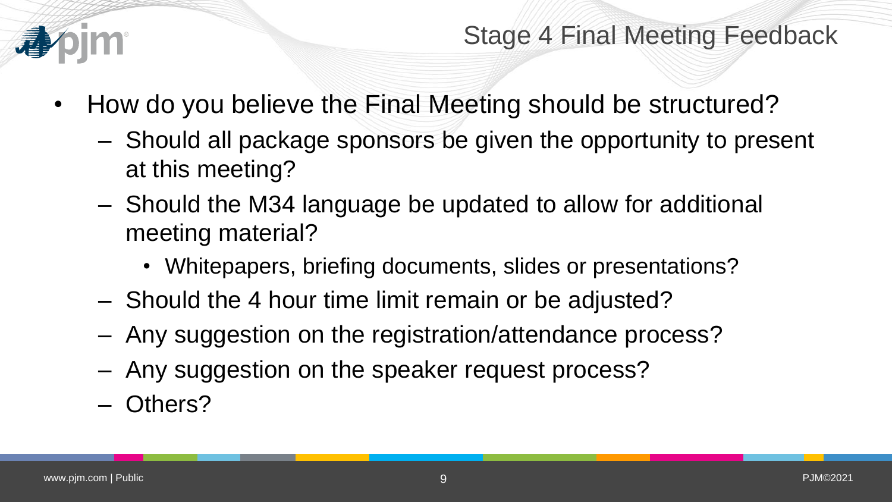# Stage 4 Final Meeting Feedback

- How do you believe the Final Meeting should be structured?
  - Should all package sponsors be given the opportunity to present at this meeting?
  - Should the M34 language be updated to allow for additional meeting material?
    - Whitepapers, briefing documents, slides or presentations?
  - Should the 4 hour time limit remain or be adjusted?
  - Any suggestion on the registration/attendance process?
  - Any suggestion on the speaker request process?
  - Others?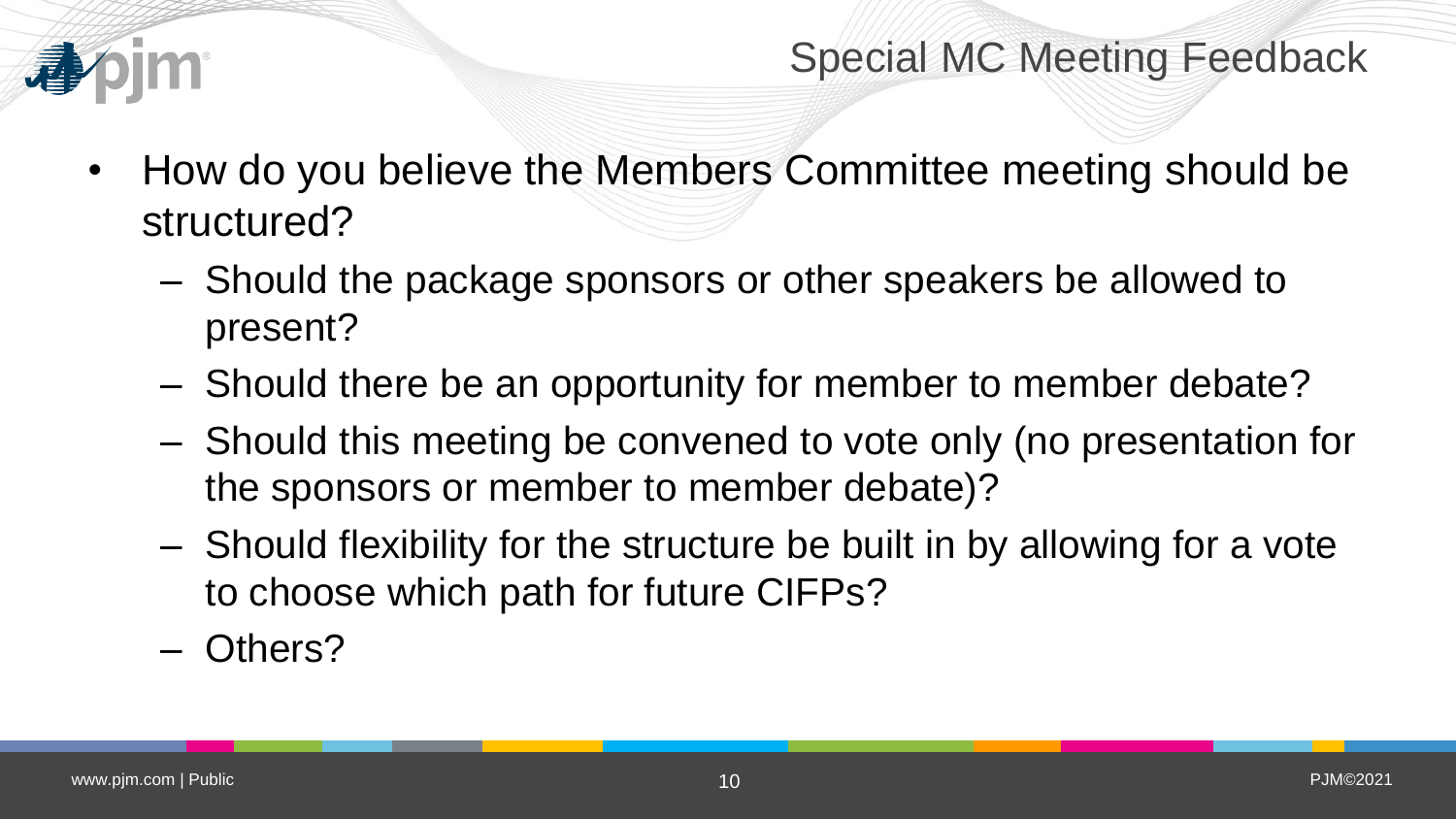# Special MC Meeting Feedback

- How do you believe the Members Committee meeting should be structured?
  - Should the package sponsors or other speakers be allowed to present?
  - Should there be an opportunity for member to member debate?
  - Should this meeting be convened to vote only (no presentation for the sponsors or member to member debate)?
  - Should flexibility for the structure be built in by allowing for a vote to choose which path for future CIFPs?
  - Others?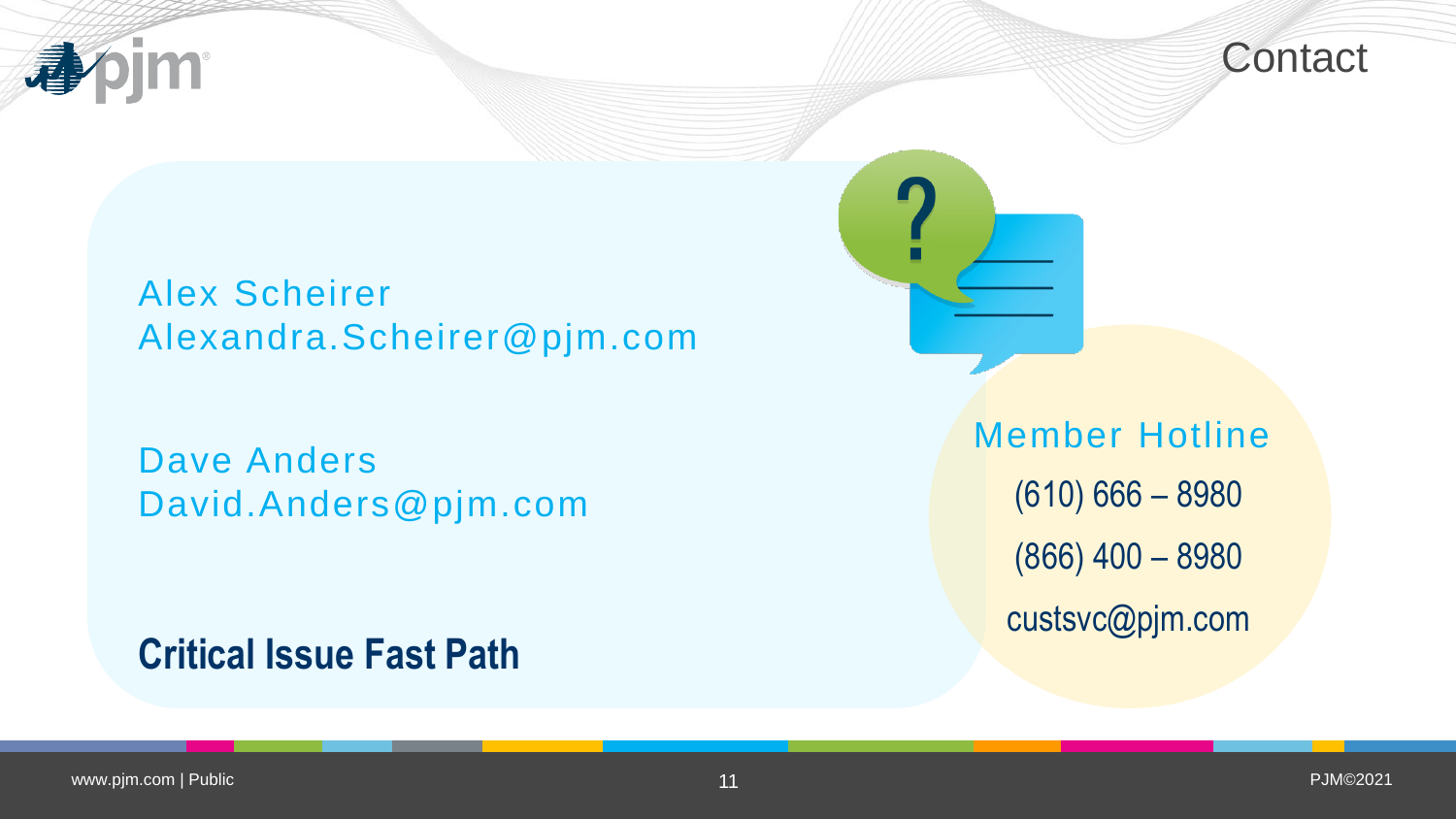# Contact

Alex Scheirer
Alexandra.Scheirer@pjm.com

Dave Anders
David.Anders@pjm.com

**Critical Issue Fast Path**

Member Hotline

(610) 666 – 8980

(866) 400 – 8980

custsvc@pjm.com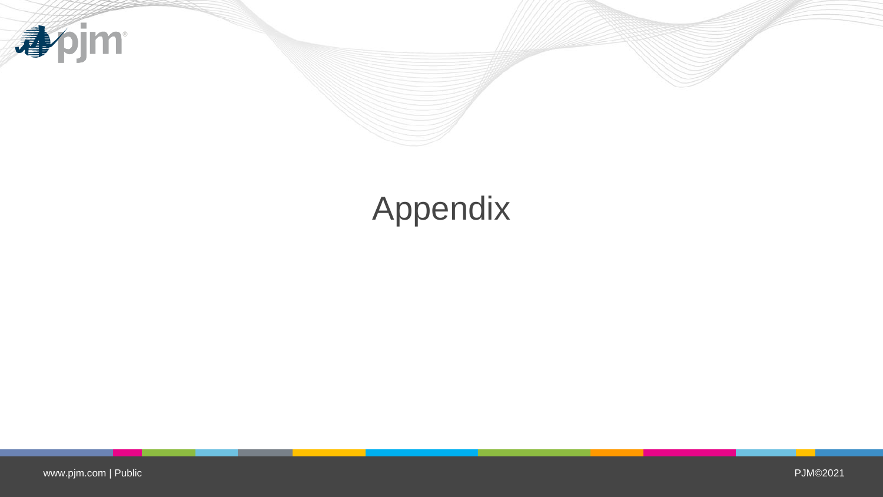# Appendix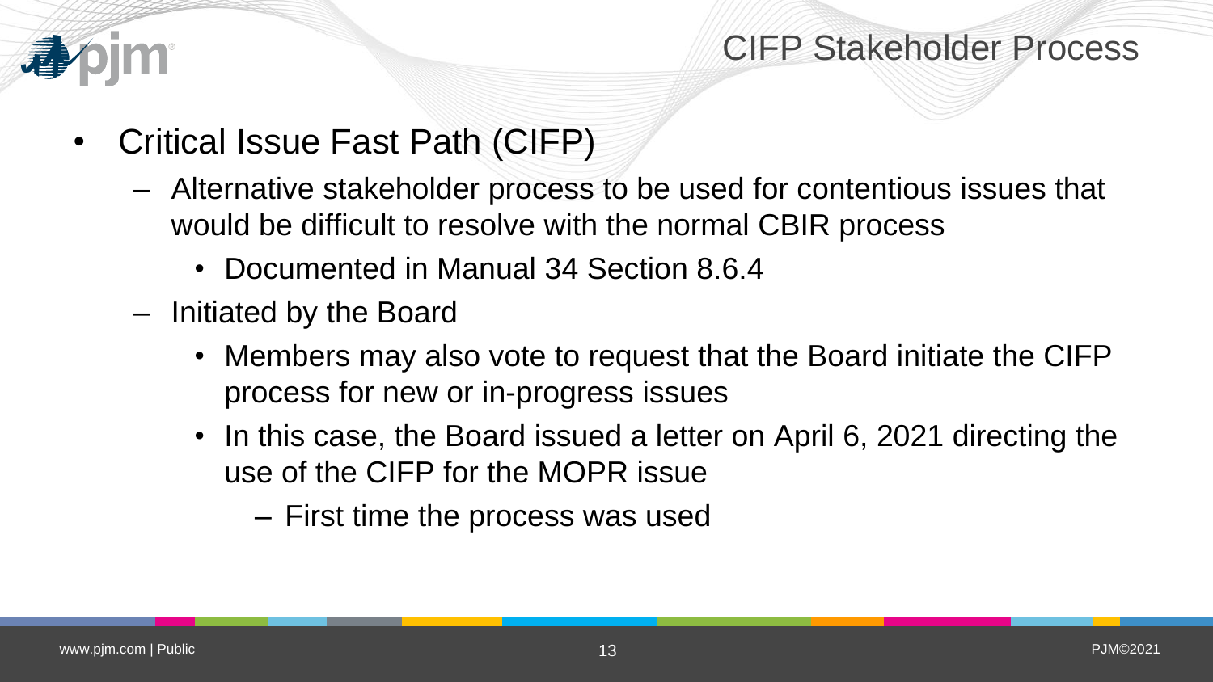# CIFP Stakeholder Process

- Critical Issue Fast Path (CIFP)
  - Alternative stakeholder process to be used for contentious issues that would be difficult to resolve with the normal CBIR process
    - Documented in Manual 34 Section 8.6.4
  - Initiated by the Board
    - Members may also vote to request that the Board initiate the CIFP process for new or in-progress issues
    - In this case, the Board issued a letter on April 6, 2021 directing the use of the CIFP for the MOPR issue
      - First time the process was used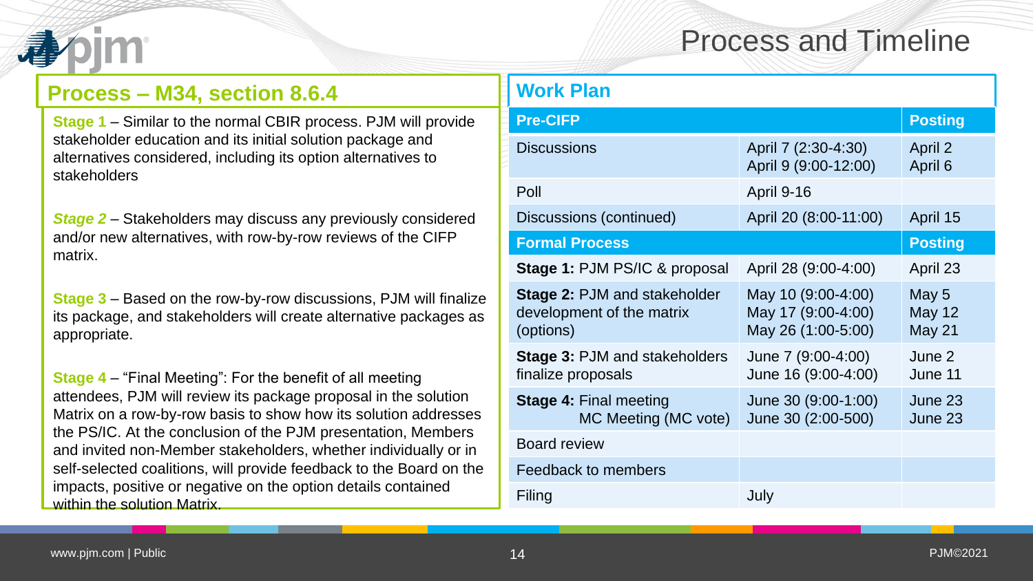# Process and Timeline

## Process – M34, section 8.6.4

**Stage 1** – Similar to the normal CBIR process. PJM will provide stakeholder education and its initial solution package and alternatives considered, including its option alternatives to stakeholders

***Stage 2*** – Stakeholders may discuss any previously considered and/or new alternatives, with row-by-row reviews of the CIFP matrix.

**Stage 3** – Based on the row-by-row discussions, PJM will finalize its package, and stakeholders will create alternative packages as appropriate.

**Stage 4** – "Final Meeting": For the benefit of all meeting attendees, PJM will review its package proposal in the solution Matrix on a row-by-row basis to show how its solution addresses the PS/IC. At the conclusion of the PJM presentation, Members and invited non-Member stakeholders, whether individually or in self-selected coalitions, will provide feedback to the Board on the impacts, positive or negative on the option details contained within the solution Matrix.

## Work Plan

| **Pre-CIFP** | | **Posting** |
|---|---|---|
| Discussions | April 7 (2:30-4:30)<br>April 9 (9:00-12:00) | April 2<br>April 6 |
| Poll | April 9-16 | |
| Discussions (continued) | April 20 (8:00-11:00) | April 15 |
| **Formal Process** | | **Posting** |
| **Stage 1:** PJM PS/IC & proposal | April 28 (9:00-4:00) | April 23 |
| **Stage 2:** PJM and stakeholder development of the matrix (options) | May 10 (9:00-4:00)<br>May 17 (9:00-4:00)<br>May 26 (1:00-5:00) | May 5<br>May 12<br>May 21 |
| **Stage 3:** PJM and stakeholders finalize proposals | June 7 (9:00-4:00)<br>June 16 (9:00-4:00) | June 2<br>June 11 |
| **Stage 4:** Final meeting<br>MC Meeting (MC vote) | June 30 (9:00-1:00)<br>June 30 (2:00-500) | June 23<br>June 23 |
| Board review | | |
| Feedback to members | | |
| Filing | July | |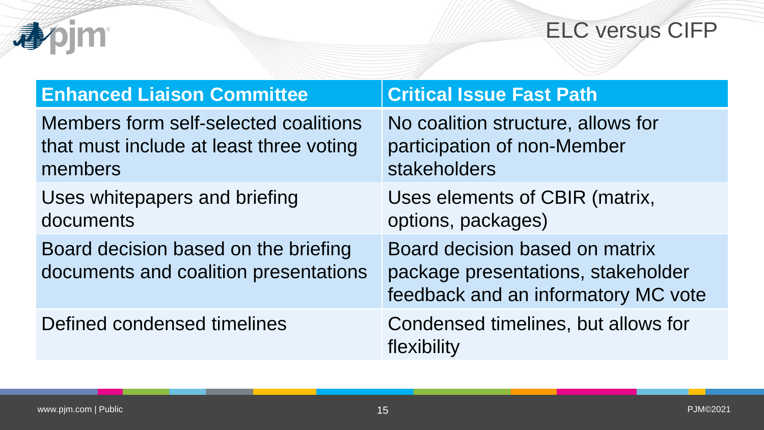# ELC versus CIFP

| Enhanced Liaison Committee | Critical Issue Fast Path |
|---|---|
| Members form self-selected coalitions that must include at least three voting members | No coalition structure, allows for participation of non-Member stakeholders |
| Uses whitepapers and briefing documents | Uses elements of CBIR (matrix, options, packages) |
| Board decision based on the briefing documents and coalition presentations | Board decision based on matrix package presentations, stakeholder feedback and an informatory MC vote |
| Defined condensed timelines | Condensed timelines, but allows for flexibility |